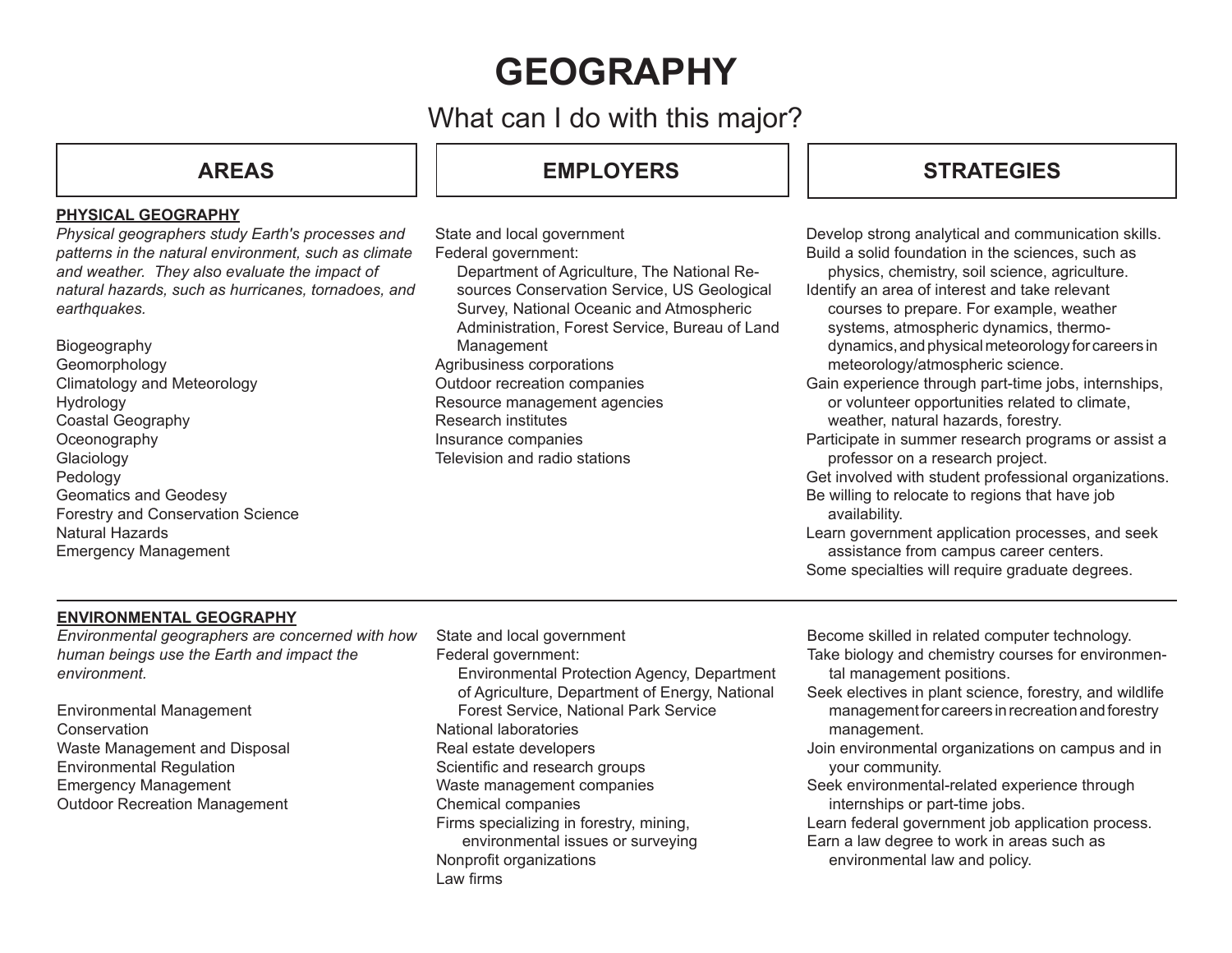# GEOGRAPHY

## What can I do with this major?

| AREAS | EMPLOYERS | STRATEGIES |
|---|---|---|
| **PHYSICAL GEOGRAPHY**<br>*Physical geographers study Earth's processes and patterns in the natural environment, such as climate and weather. They also evaluate the impact of natural hazards, such as hurricanes, tornadoes, and earthquakes.*<br><br>Biogeography<br>Geomorphology<br>Climatology and Meteorology<br>Hydrology<br>Coastal Geography<br>Oceonography<br>Glaciology<br>Pedology<br>Geomatics and Geodesy<br>Forestry and Conservation Science<br>Natural Hazards<br>Emergency Management | State and local government<br>Federal government:<br>Department of Agriculture, The National Resources Conservation Service, US Geological Survey, National Oceanic and Atmospheric Administration, Forest Service, Bureau of Land Management<br>Agribusiness corporations<br>Outdoor recreation companies<br>Resource management agencies<br>Research institutes<br>Insurance companies<br>Television and radio stations | Develop strong analytical and communication skills.<br>Build a solid foundation in the sciences, such as physics, chemistry, soil science, agriculture.<br>Identify an area of interest and take relevant courses to prepare. For example, weather systems, atmospheric dynamics, thermodynamics, and physical meteorology for careers in meteorology/atmospheric science.<br>Gain experience through part-time jobs, internships, or volunteer opportunities related to climate, weather, natural hazards, forestry.<br>Participate in summer research programs or assist a professor on a research project.<br>Get involved with student professional organizations.<br>Be willing to relocate to regions that have job availability.<br>Learn government application processes, and seek assistance from campus career centers.<br>Some specialties will require graduate degrees. |
| **ENVIRONMENTAL GEOGRAPHY**<br>*Environmental geographers are concerned with how human beings use the Earth and impact the environment.*<br><br>Environmental Management<br>Conservation<br>Waste Management and Disposal<br>Environmental Regulation<br>Emergency Management<br>Outdoor Recreation Management | State and local government<br>Federal government:<br>Environmental Protection Agency, Department of Agriculture, Department of Energy, National Forest Service, National Park Service<br>National laboratories<br>Real estate developers<br>Scientific and research groups<br>Waste management companies<br>Chemical companies<br>Firms specializing in forestry, mining, environmental issues or surveying<br>Nonprofit organizations<br>Law firms | Become skilled in related computer technology.<br>Take biology and chemistry courses for environmental management positions.<br>Seek electives in plant science, forestry, and wildlife management for careers in recreation and forestry management.<br>Join environmental organizations on campus and in your community.<br>Seek environmental-related experience through internships or part-time jobs.<br>Learn federal government job application process.<br>Earn a law degree to work in areas such as environmental law and policy. |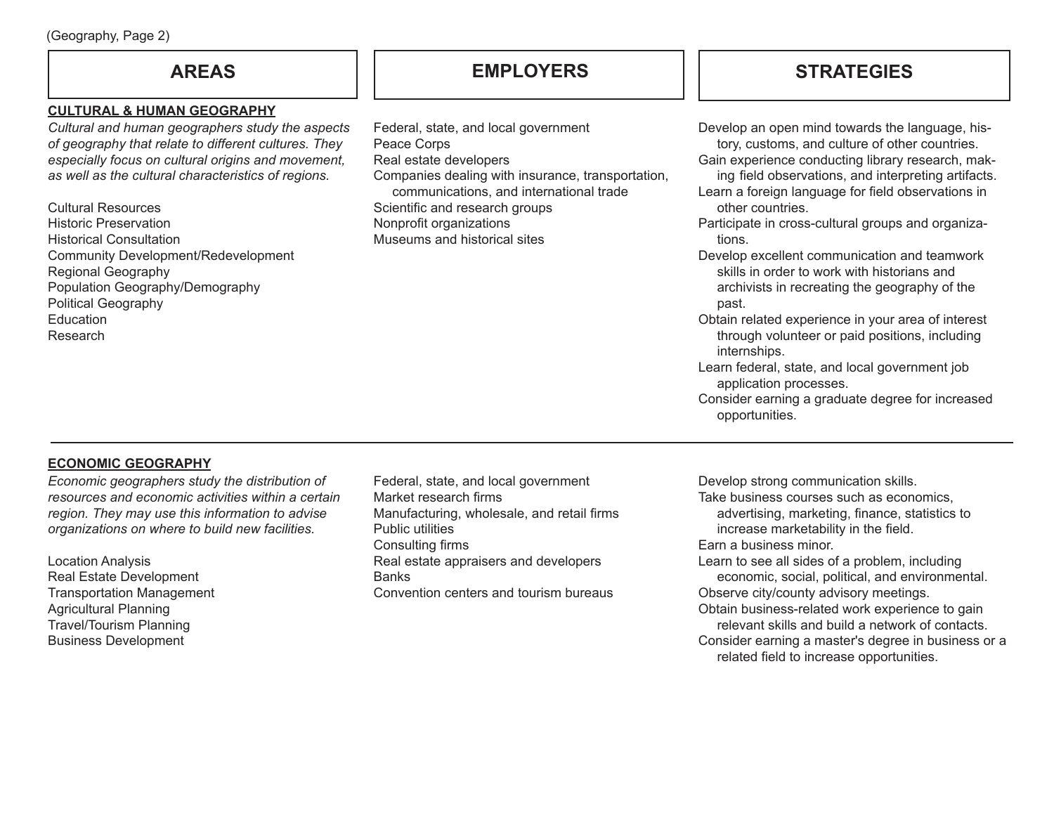| AREAS | EMPLOYERS | STRATEGIES |
| --- | --- | --- |
| **CULTURAL & HUMAN GEOGRAPHY**<br>*Cultural and human geographers study the aspects of geography that relate to different cultures. They especially focus on cultural origins and movement, as well as the cultural characteristics of regions.*<br><br>Cultural Resources<br>Historic Preservation<br>Historical Consultation<br>Community Development/Redevelopment<br>Regional Geography<br>Population Geography/Demography<br>Political Geography<br>Education<br>Research | Federal, state, and local government<br>Peace Corps<br>Real estate developers<br>Companies dealing with insurance, transportation, communications, and international trade<br>Scientific and research groups<br>Nonprofit organizations<br>Museums and historical sites | Develop an open mind towards the language, history, customs, and culture of other countries.<br>Gain experience conducting library research, making field observations, and interpreting artifacts.<br>Learn a foreign language for field observations in other countries.<br>Participate in cross-cultural groups and organizations.<br>Develop excellent communication and teamwork skills in order to work with historians and archivists in recreating the geography of the past.<br>Obtain related experience in your area of interest through volunteer or paid positions, including internships.<br>Learn federal, state, and local government job application processes.<br>Consider earning a graduate degree for increased opportunities. |
| **ECONOMIC GEOGRAPHY**<br>*Economic geographers study the distribution of resources and economic activities within a certain region. They may use this information to advise organizations on where to build new facilities.*<br><br>Location Analysis<br>Real Estate Development<br>Transportation Management<br>Agricultural Planning<br>Travel/Tourism Planning<br>Business Development | Federal, state, and local government<br>Market research firms<br>Manufacturing, wholesale, and retail firms<br>Public utilities<br>Consulting firms<br>Real estate appraisers and developers<br>Banks<br>Convention centers and tourism bureaus | Develop strong communication skills.<br>Take business courses such as economics, advertising, marketing, finance, statistics to increase marketability in the field.<br>Earn a business minor.<br>Learn to see all sides of a problem, including economic, social, political, and environmental.<br>Observe city/county advisory meetings.<br>Obtain business-related work experience to gain relevant skills and build a network of contacts.<br>Consider earning a master's degree in business or a related field to increase opportunities. |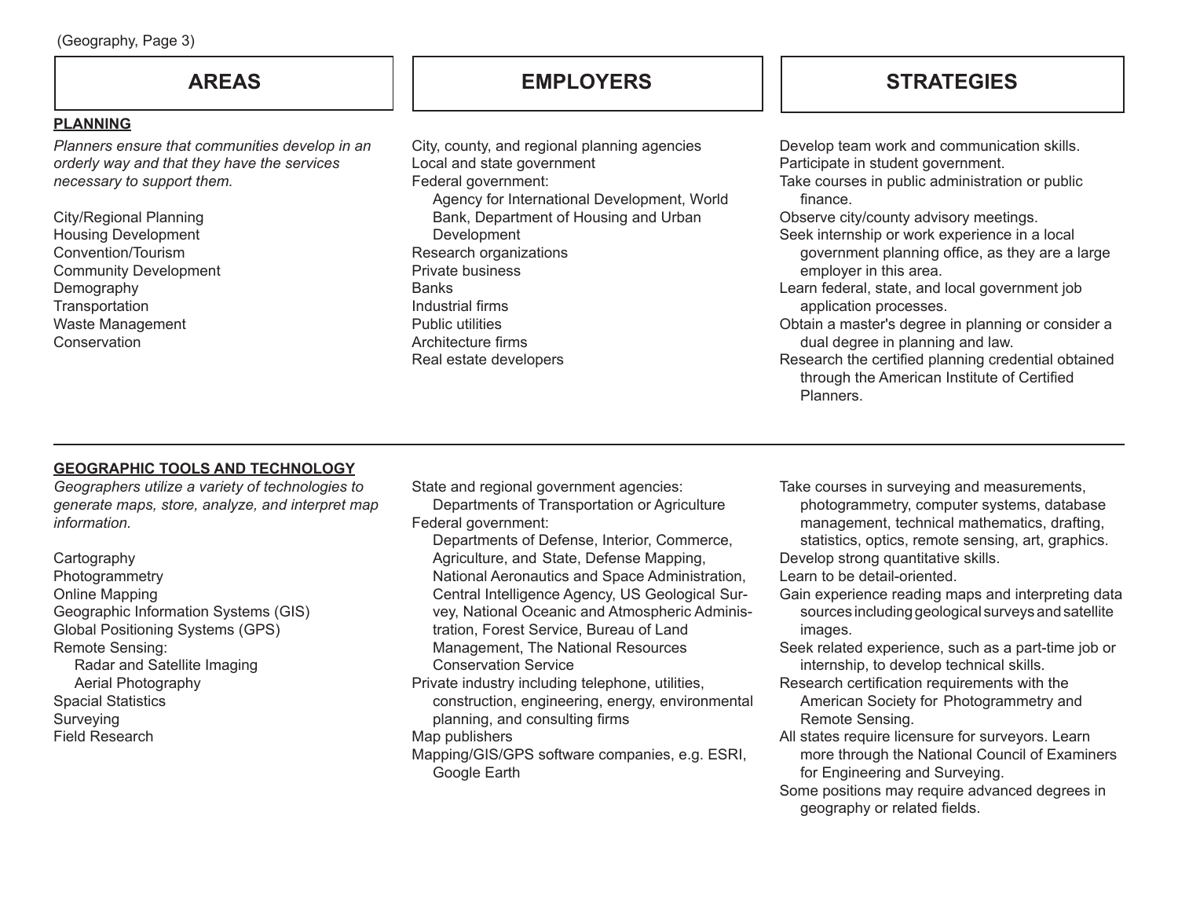| AREAS | EMPLOYERS | STRATEGIES |
| --- | --- | --- |
| **PLANNING**<br><br>*Planners ensure that communities develop in an orderly way and that they have the services necessary to support them.*<br><br>City/Regional Planning<br>Housing Development<br>Convention/Tourism<br>Community Development<br>Demography<br>Transportation<br>Waste Management<br>Conservation | City, county, and regional planning agencies<br>Local and state government<br>Federal government:<br>Agency for International Development, World Bank, Department of Housing and Urban Development<br>Research organizations<br>Private business<br>Banks<br>Industrial firms<br>Public utilities<br>Architecture firms<br>Real estate developers | Develop team work and communication skills.<br>Participate in student government.<br>Take courses in public administration or public finance.<br>Observe city/county advisory meetings.<br>Seek internship or work experience in a local government planning office, as they are a large employer in this area.<br>Learn federal, state, and local government job application processes.<br>Obtain a master's degree in planning or consider a dual degree in planning and law.<br>Research the certified planning credential obtained through the American Institute of Certified Planners. |
| **GEOGRAPHIC TOOLS AND TECHNOLOGY**<br><br>*Geographers utilize a variety of technologies to generate maps, store, analyze, and interpret map information.*<br><br>Cartography<br>Photogrammetry<br>Online Mapping<br>Geographic Information Systems (GIS)<br>Global Positioning Systems (GPS)<br>Remote Sensing:<br>Radar and Satellite Imaging<br>Aerial Photography<br>Spacial Statistics<br>Surveying<br>Field Research | State and regional government agencies:<br>Departments of Transportation or Agriculture<br>Federal government:<br>Departments of Defense, Interior, Commerce, Agriculture, and State, Defense Mapping, National Aeronautics and Space Administration, Central Intelligence Agency, US Geological Survey, National Oceanic and Atmospheric Administration, Forest Service, Bureau of Land Management, The National Resources Conservation Service<br>Private industry including telephone, utilities, construction, engineering, energy, environmental planning, and consulting firms<br>Map publishers<br>Mapping/GIS/GPS software companies, e.g. ESRI, Google Earth | Take courses in surveying and measurements, photogrammetry, computer systems, database management, technical mathematics, drafting, statistics, optics, remote sensing, art, graphics.<br>Develop strong quantitative skills.<br>Learn to be detail-oriented.<br>Gain experience reading maps and interpreting data sources including geological surveys and satellite images.<br>Seek related experience, such as a part-time job or internship, to develop technical skills.<br>Research certification requirements with the American Society for Photogrammetry and Remote Sensing.<br>All states require licensure for surveyors. Learn more through the National Council of Examiners for Engineering and Surveying.<br>Some positions may require advanced degrees in geography or related fields. |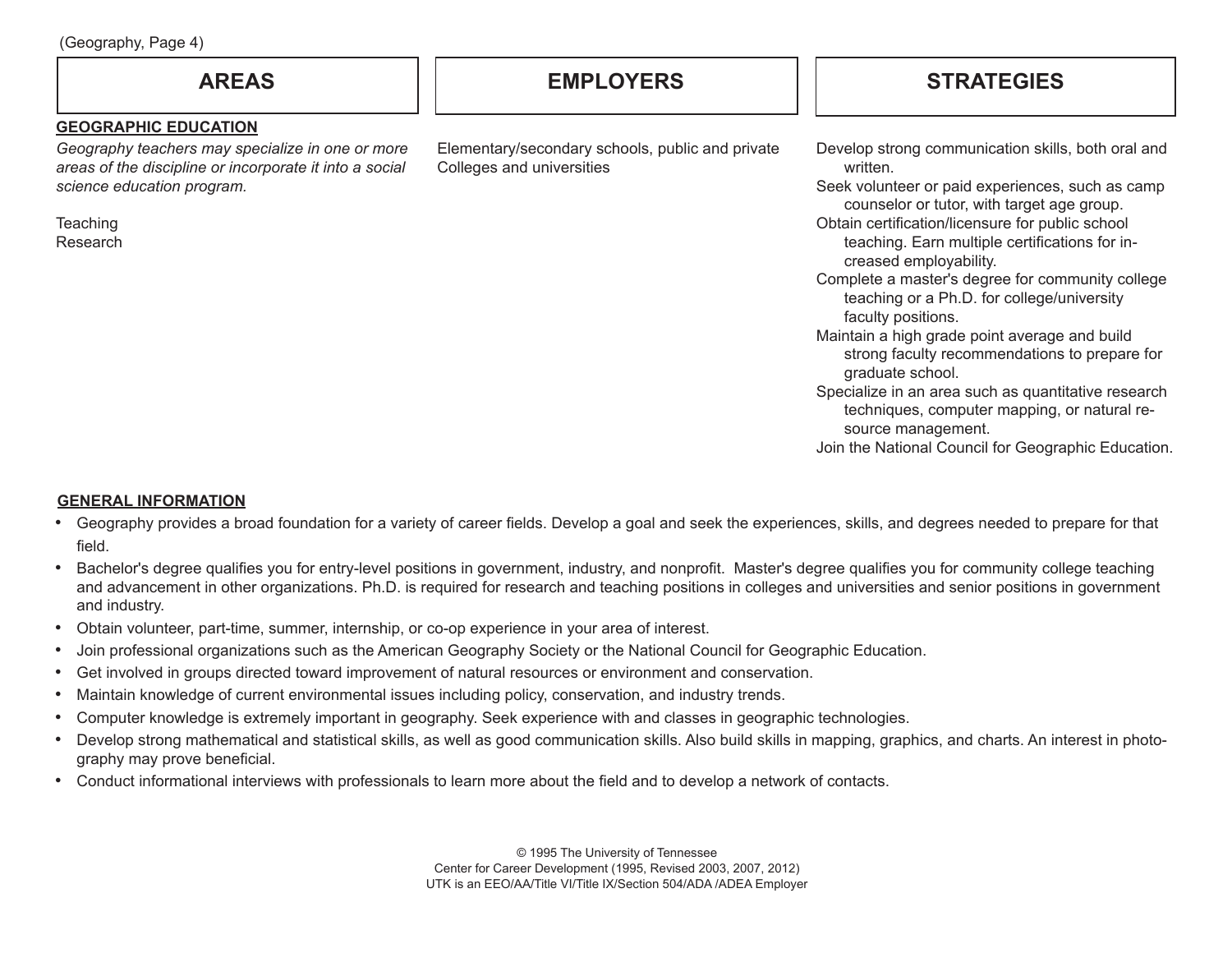| AREAS | EMPLOYERS | STRATEGIES |
| --- | --- | --- |
| **GEOGRAPHIC EDUCATION**<br>*Geography teachers may specialize in one or more areas of the discipline or incorporate it into a social science education program.*<br><br>Teaching<br>Research | Elementary/secondary schools, public and private<br>Colleges and universities | Develop strong communication skills, both oral and written.<br>Seek volunteer or paid experiences, such as camp counselor or tutor, with target age group.<br>Obtain certification/licensure for public school teaching. Earn multiple certifications for increased employability.<br>Complete a master's degree for community college teaching or a Ph.D. for college/university faculty positions.<br>Maintain a high grade point average and build strong faculty recommendations to prepare for graduate school.<br>Specialize in an area such as quantitative research techniques, computer mapping, or natural resource management.<br>Join the National Council for Geographic Education. |

## GENERAL INFORMATION

- Geography provides a broad foundation for a variety of career fields. Develop a goal and seek the experiences, skills, and degrees needed to prepare for that field.
- Bachelor's degree qualifies you for entry-level positions in government, industry, and nonprofit. Master's degree qualifies you for community college teaching and advancement in other organizations. Ph.D. is required for research and teaching positions in colleges and universities and senior positions in government and industry.
- Obtain volunteer, part-time, summer, internship, or co-op experience in your area of interest.
- Join professional organizations such as the American Geography Society or the National Council for Geographic Education.
- Get involved in groups directed toward improvement of natural resources or environment and conservation.
- Maintain knowledge of current environmental issues including policy, conservation, and industry trends.
- Computer knowledge is extremely important in geography. Seek experience with and classes in geographic technologies.
- Develop strong mathematical and statistical skills, as well as good communication skills. Also build skills in mapping, graphics, and charts. An interest in photography may prove beneficial.
- Conduct informational interviews with professionals to learn more about the field and to develop a network of contacts.

© 1995 The University of Tennessee
Center for Career Development (1995, Revised 2003, 2007, 2012)
UTK is an EEO/AA/Title VI/Title IX/Section 504/ADA /ADEA Employer